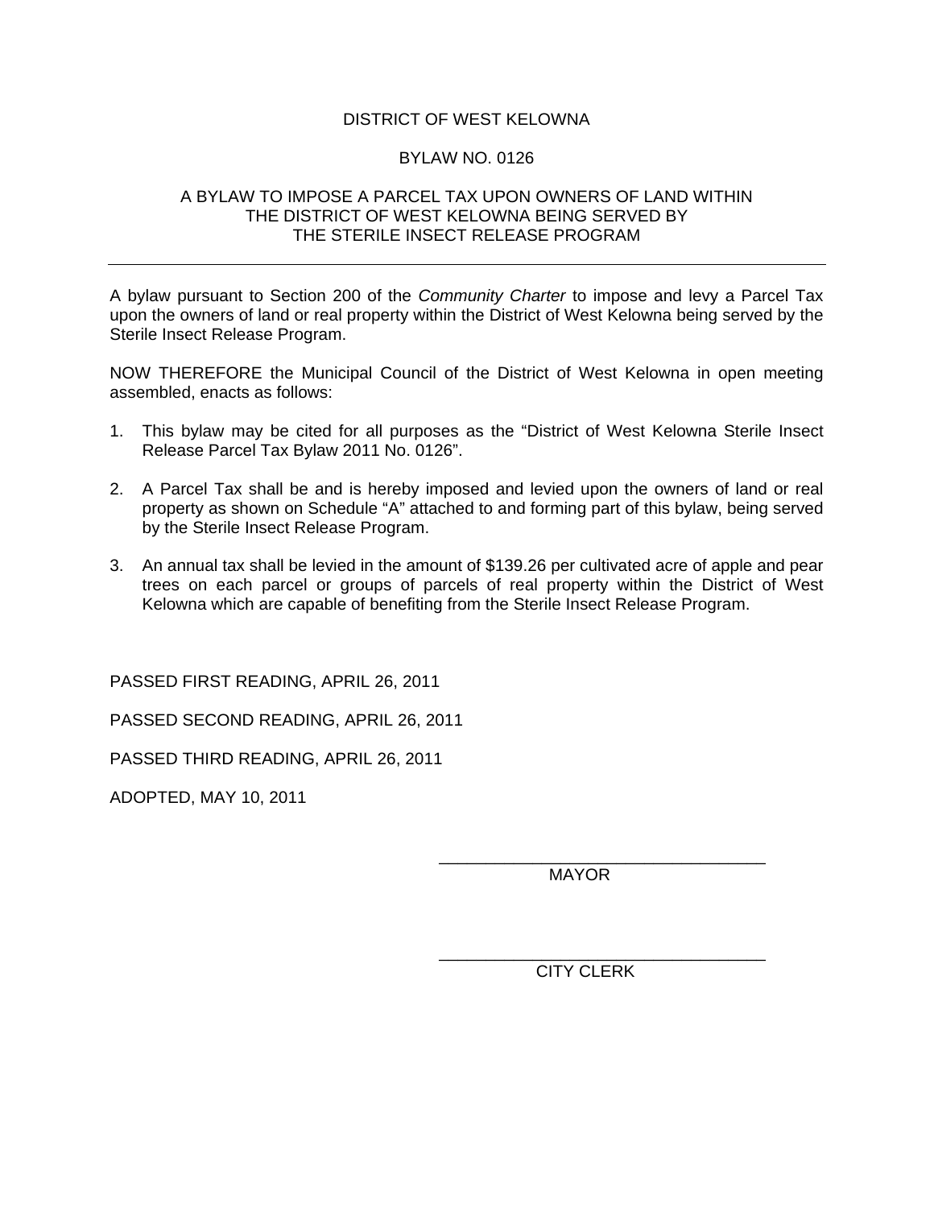# DISTRICT OF WEST KELOWNA

## BYLAW NO. 0126

## A BYLAW TO IMPOSE A PARCEL TAX UPON OWNERS OF LAND WITHIN THE DISTRICT OF WEST KELOWNA BEING SERVED BY THE STERILE INSECT RELEASE PROGRAM

---

A bylaw pursuant to Section 200 of the *Community Charter* to impose and levy a Parcel Tax upon the owners of land or real property within the District of West Kelowna being served by the Sterile Insect Release Program.

NOW THEREFORE the Municipal Council of the District of West Kelowna in open meeting assembled, enacts as follows:

1. This bylaw may be cited for all purposes as the "District of West Kelowna Sterile Insect Release Parcel Tax Bylaw 2011 No. 0126".

2. A Parcel Tax shall be and is hereby imposed and levied upon the owners of land or real property as shown on Schedule "A" attached to and forming part of this bylaw, being served by the Sterile Insect Release Program.

3. An annual tax shall be levied in the amount of $139.26 per cultivated acre of apple and pear trees on each parcel or groups of parcels of real property within the District of West Kelowna which are capable of benefiting from the Sterile Insect Release Program.

PASSED FIRST READING, APRIL 26, 2011

PASSED SECOND READING, APRIL 26, 2011

PASSED THIRD READING, APRIL 26, 2011

ADOPTED, MAY 10, 2011

\_\_\_\_\_\_\_\_\_\_\_\_\_\_\_\_\_\_\_\_\_\_\_\_\_\_\_\_\_\_\_\_\_\_\_
MAYOR

\_\_\_\_\_\_\_\_\_\_\_\_\_\_\_\_\_\_\_\_\_\_\_\_\_\_\_\_\_\_\_\_\_\_\_
CITY CLERK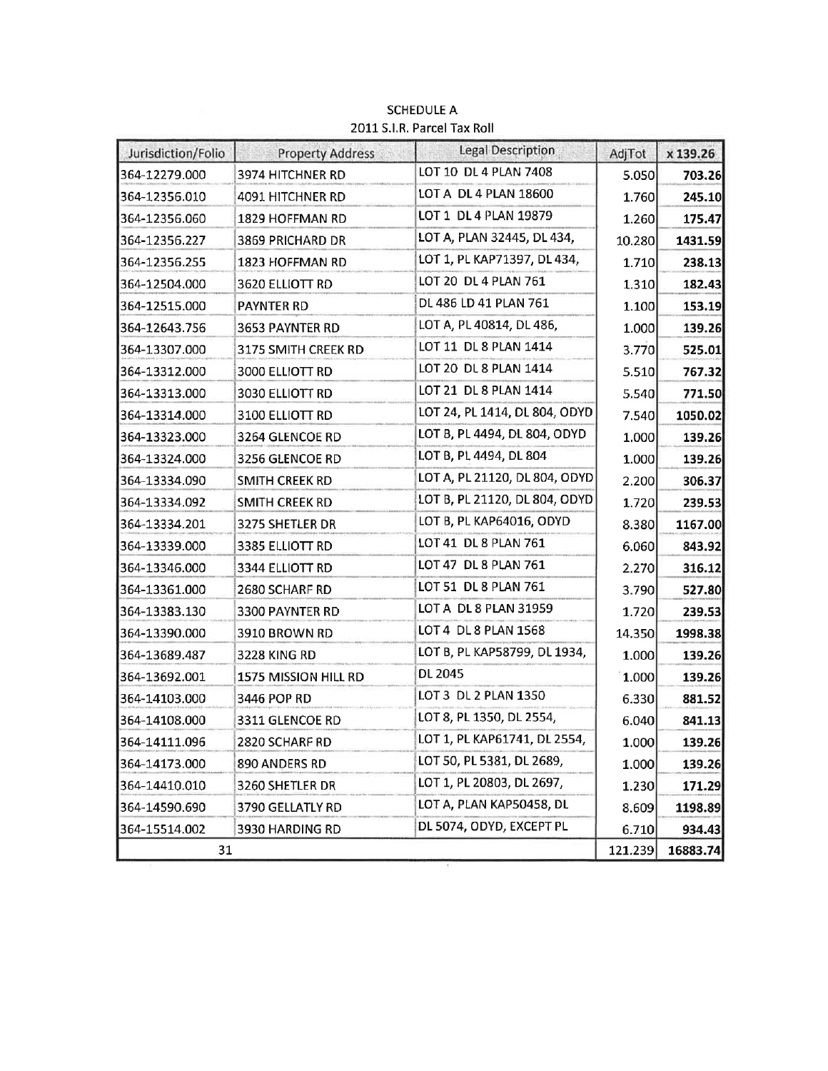SCHEDULE A

2011 S.I.R. Parcel Tax Roll

| Jurisdiction/Folio | Property Address | Legal Description | AdjTot | x 139.26 |
|---|---|---|---|---|
| 364-12279.000 | 3974 HITCHNER RD | LOT 10 DL 4 PLAN 7408 | 5.050 | **703.26** |
| 364-12356.010 | 4091 HITCHNER RD | LOT A DL 4 PLAN 18600 | 1.760 | **245.10** |
| 364-12356.060 | 1829 HOFFMAN RD | LOT 1 DL 4 PLAN 19879 | 1.260 | **175.47** |
| 364-12356.227 | 3869 PRICHARD DR | LOT A, PLAN 32445, DL 434, | 10.280 | **1431.59** |
| 364-12356.255 | 1823 HOFFMAN RD | LOT 1, PL KAP71397, DL 434, | 1.710 | **238.13** |
| 364-12504.000 | 3620 ELLIOTT RD | LOT 20 DL 4 PLAN 761 | 1.310 | **182.43** |
| 364-12515.000 | PAYNTER RD | DL 486 LD 41 PLAN 761 | 1.100 | **153.19** |
| 364-12643.756 | 3653 PAYNTER RD | LOT A, PL 40814, DL 486, | 1.000 | **139.26** |
| 364-13307.000 | 3175 SMITH CREEK RD | LOT 11 DL 8 PLAN 1414 | 3.770 | **525.01** |
| 364-13312.000 | 3000 ELLIOTT RD | LOT 20 DL 8 PLAN 1414 | 5.510 | **767.32** |
| 364-13313.000 | 3030 ELLIOTT RD | LOT 21 DL 8 PLAN 1414 | 5.540 | **771.50** |
| 364-13314.000 | 3100 ELLIOTT RD | LOT 24, PL 1414, DL 804, ODYD | 7.540 | **1050.02** |
| 364-13323.000 | 3264 GLENCOE RD | LOT B, PL 4494, DL 804, ODYD | 1.000 | **139.26** |
| 364-13324.000 | 3256 GLENCOE RD | LOT B, PL 4494, DL 804 | 1.000 | **139.26** |
| 364-13334.090 | SMITH CREEK RD | LOT A, PL 21120, DL 804, ODYD | 2.200 | **306.37** |
| 364-13334.092 | SMITH CREEK RD | LOT B, PL 21120, DL 804, ODYD | 1.720 | **239.53** |
| 364-13334.201 | 3275 SHETLER DR | LOT B, PL KAP64016, ODYD | 8.380 | **1167.00** |
| 364-13339.000 | 3385 ELLIOTT RD | LOT 41 DL 8 PLAN 761 | 6.060 | **843.92** |
| 364-13346.000 | 3344 ELLIOTT RD | LOT 47 DL 8 PLAN 761 | 2.270 | **316.12** |
| 364-13361.000 | 2680 SCHARF RD | LOT 51 DL 8 PLAN 761 | 3.790 | **527.80** |
| 364-13383.130 | 3300 PAYNTER RD | LOT A DL 8 PLAN 31959 | 1.720 | **239.53** |
| 364-13390.000 | 3910 BROWN RD | LOT 4 DL 8 PLAN 1568 | 14.350 | **1998.38** |
| 364-13689.487 | 3228 KING RD | LOT B, PL KAP58799, DL 1934, | 1.000 | **139.26** |
| 364-13692.001 | 1575 MISSION HILL RD | DL 2045 | 1.000 | **139.26** |
| 364-14103.000 | 3446 POP RD | LOT 3 DL 2 PLAN 1350 | 6.330 | **881.52** |
| 364-14108.000 | 3311 GLENCOE RD | LOT 8, PL 1350, DL 2554, | 6.040 | **841.13** |
| 364-14111.096 | 2820 SCHARF RD | LOT 1, PL KAP61741, DL 2554, | 1.000 | **139.26** |
| 364-14173.000 | 890 ANDERS RD | LOT 50, PL 5381, DL 2689, | 1.000 | **139.26** |
| 364-14410.010 | 3260 SHETLER DR | LOT 1, PL 20803, DL 2697, | 1.230 | **171.29** |
| 364-14590.690 | 3790 GELLATLY RD | LOT A, PLAN KAP50458, DL | 8.609 | **1198.89** |
| 364-15514.002 | 3930 HARDING RD | DL 5074, ODYD, EXCEPT PL | 6.710 | **934.43** |
| 31 | | | 121.239 | **16883.74** |